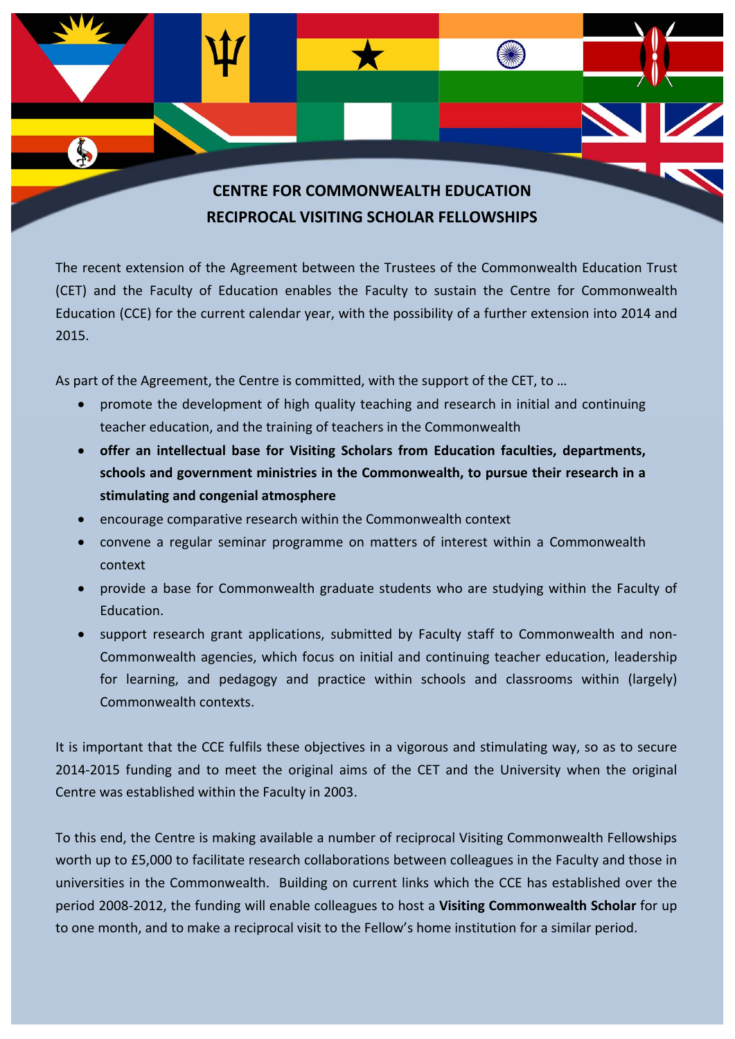# CENTRE FOR COMMONWEALTH EDUCATION
# RECIPROCAL VISITING SCHOLAR FELLOWSHIPS

The recent extension of the Agreement between the Trustees of the Commonwealth Education Trust (CET) and the Faculty of Education enables the Faculty to sustain the Centre for Commonwealth Education (CCE) for the current calendar year, with the possibility of a further extension into 2014 and 2015.

As part of the Agreement, the Centre is committed, with the support of the CET, to …

- promote the development of high quality teaching and research in initial and continuing teacher education, and the training of teachers in the Commonwealth
- **offer an intellectual base for Visiting Scholars from Education faculties, departments, schools and government ministries in the Commonwealth, to pursue their research in a stimulating and congenial atmosphere**
- encourage comparative research within the Commonwealth context
- convene a regular seminar programme on matters of interest within a Commonwealth context
- provide a base for Commonwealth graduate students who are studying within the Faculty of Education.
- support research grant applications, submitted by Faculty staff to Commonwealth and non-Commonwealth agencies, which focus on initial and continuing teacher education, leadership for learning, and pedagogy and practice within schools and classrooms within (largely) Commonwealth contexts.

It is important that the CCE fulfils these objectives in a vigorous and stimulating way, so as to secure 2014-2015 funding and to meet the original aims of the CET and the University when the original Centre was established within the Faculty in 2003.

To this end, the Centre is making available a number of reciprocal Visiting Commonwealth Fellowships worth up to £5,000 to facilitate research collaborations between colleagues in the Faculty and those in universities in the Commonwealth. Building on current links which the CCE has established over the period 2008-2012, the funding will enable colleagues to host a **Visiting Commonwealth Scholar** for up to one month, and to make a reciprocal visit to the Fellow's home institution for a similar period.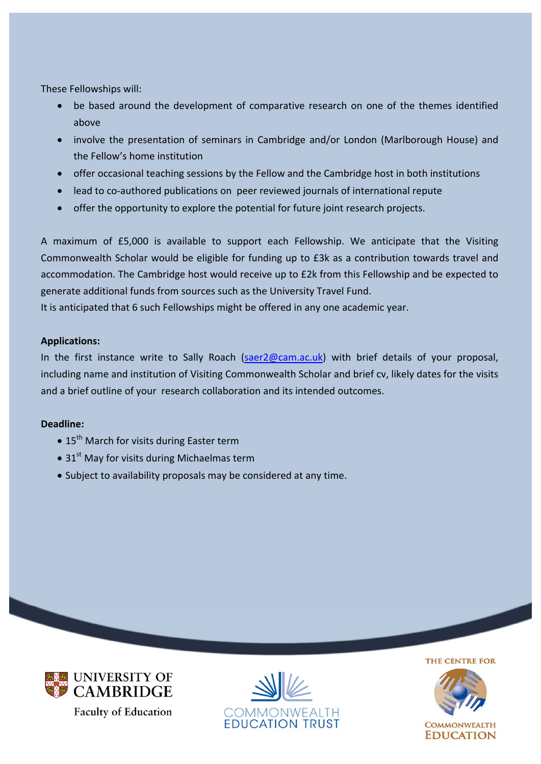These Fellowships will:

- be based around the development of comparative research on one of the themes identified above
- involve the presentation of seminars in Cambridge and/or London (Marlborough House) and the Fellow's home institution
- offer occasional teaching sessions by the Fellow and the Cambridge host in both institutions
- lead to co-authored publications on peer reviewed journals of international repute
- offer the opportunity to explore the potential for future joint research projects.

A maximum of £5,000 is available to support each Fellowship. We anticipate that the Visiting Commonwealth Scholar would be eligible for funding up to £3k as a contribution towards travel and accommodation. The Cambridge host would receive up to £2k from this Fellowship and be expected to generate additional funds from sources such as the University Travel Fund.
It is anticipated that 6 such Fellowships might be offered in any one academic year.

**Applications:**
In the first instance write to Sally Roach (saer2@cam.ac.uk) with brief details of your proposal, including name and institution of Visiting Commonwealth Scholar and brief cv, likely dates for the visits and a brief outline of your research collaboration and its intended outcomes.

**Deadline:**

- 15th March for visits during Easter term
- 31st May for visits during Michaelmas term
- Subject to availability proposals may be considered at any time.

UNIVERSITY OF CAMBRIDGE
Faculty of Education

COMMONWEALTH EDUCATION TRUST

THE CENTRE FOR COMMONWEALTH EDUCATION